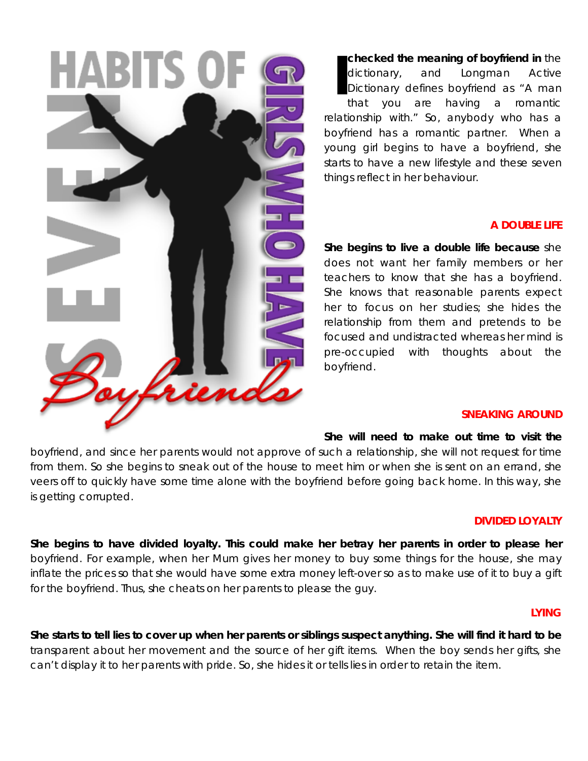# SEVEN HABITS OF GIRLS WHO HAVE Boyfriends

**I checked the meaning of boyfriend in** the dictionary, and Longman Active Dictionary defines boyfriend as "A man that you are having a romantic relationship with." So, anybody who has a boyfriend has a romantic partner. When a young girl begins to have a boyfriend, she starts to have a new lifestyle and these seven things reflect in her behaviour.

## A DOUBLE LIFE

**She begins to live a double life because** she does not want her family members or her teachers to know that she has a boyfriend. She knows that reasonable parents expect her to focus on her studies; she hides the relationship from them and pretends to be focused and undistracted whereas her mind is pre-occupied with thoughts about the boyfriend.

## SNEAKING AROUND

**She will need to make out time to visit the** boyfriend, and since her parents would not approve of such a relationship, she will not request for time from them. So she begins to sneak out of the house to meet him or when she is sent on an errand, she veers off to quickly have some time alone with the boyfriend before going back home. In this way, she is getting corrupted.

## DIVIDED LOYALTY

**She begins to have divided loyalty. This could make her betray her parents in order to please her** boyfriend. For example, when her Mum gives her money to buy some things for the house, she may inflate the prices so that she would have some extra money left-over so as to make use of it to buy a gift for the boyfriend. Thus, she cheats on her parents to please the guy.

## LYING

**She starts to tell lies to cover up when her parents or siblings suspect anything. She will find it hard to be** transparent about her movement and the source of her gift items. When the boy sends her gifts, she can't display it to her parents with pride. So, she hides it or tells lies in order to retain the item.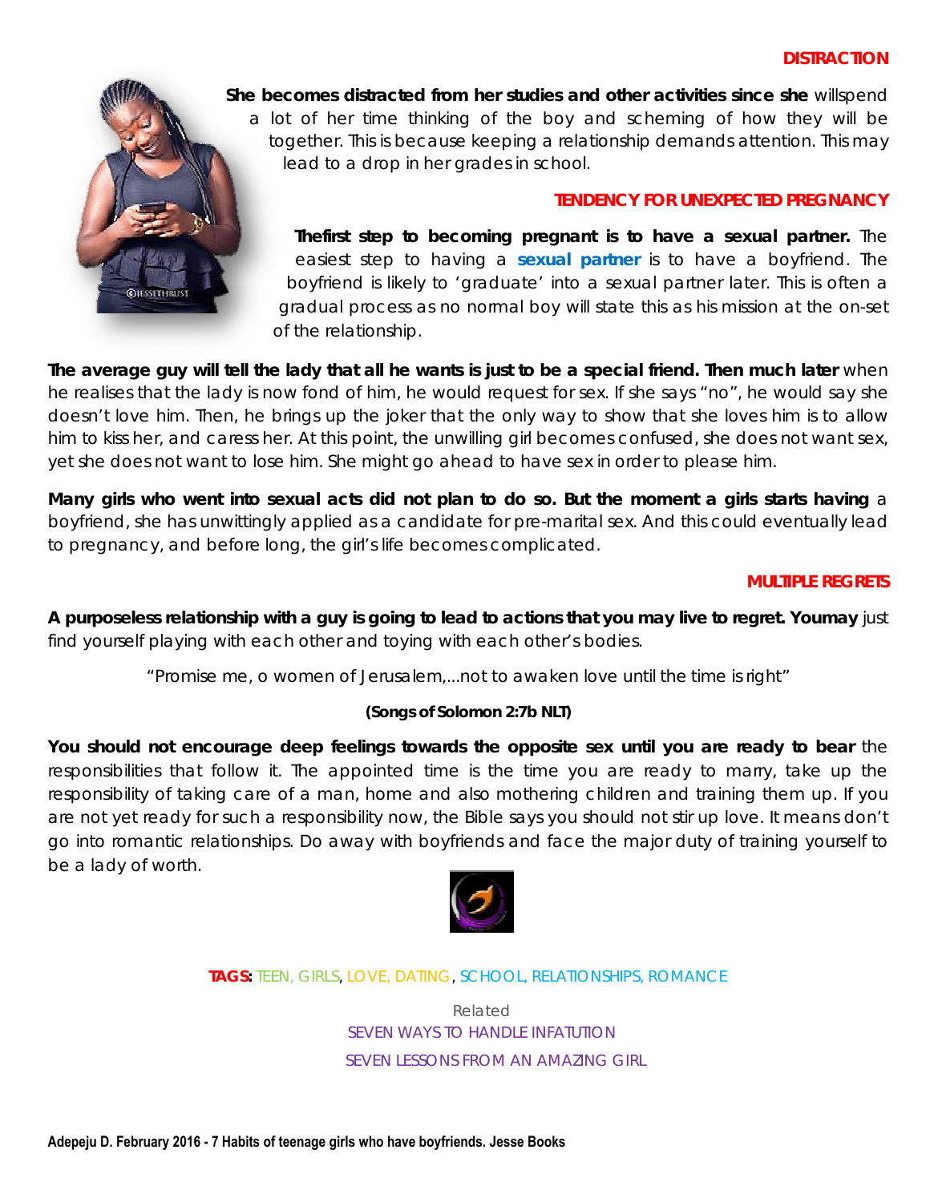### DISTRACTION

**She becomes distracted from her studies and other activities since she** willspend a lot of her time thinking of the boy and scheming of how they will be together. This is because keeping a relationship demands attention. This may lead to a drop in her grades in school.

### TENDENCY FOR UNEXPECTED PREGNANCY

**Thefirst step to becoming pregnant is to have a sexual partner.** The easiest step to having a **sexual partner** is to have a boyfriend. The boyfriend is likely to 'graduate' into a sexual partner later. This is often a gradual process as no normal boy will state this as his mission at the on-set of the relationship.

**The average guy will tell the lady that all he wants is just to be a special friend. Then much later** when he realises that the lady is now fond of him, he would request for sex. If she says "no", he would say she doesn't love him. Then, he brings up the joker that the only way to show that she loves him is to allow him to kiss her, and caress her. At this point, the unwilling girl becomes confused, she does not want sex, yet she does not want to lose him. She might go ahead to have sex in order to please him.

**Many girls who went into sexual acts did not plan to do so. But the moment a girls starts having** a boyfriend, she has unwittingly applied as a candidate for pre-marital sex. And this could eventually lead to pregnancy, and before long, the girl's life becomes complicated.

### MULTIPLE REGRETS

**A purposeless relationship with a guy is going to lead to actions that you may live to regret. Youmay** just find yourself playing with each other and toying with each other's bodies.

"Promise me, o women of Jerusalem,...not to awaken love until the time is right"

**(Songs of Solomon 2:7b NLT)**

**You should not encourage deep feelings towards the opposite sex until you are ready to bear** the responsibilities that follow it. The appointed time is the time you are ready to marry, take up the responsibility of taking care of a man, home and also mothering children and training them up. If you are not yet ready for such a responsibility now, the Bible says you should not stir up love. It means don't go into romantic relationships. Do away with boyfriends and face the major duty of training yourself to be a lady of worth.

**TAGS:** TEEN, GIRLS, LOVE, DATING, SCHOOL, RELATIONSHIPS, ROMANCE

Related

SEVEN WAYS TO HANDLE INFATUTION

SEVEN LESSONS FROM AN AMAZING GIRL

**Adepeju D. February 2016 - 7 Habits of teenage girls who have boyfriends. Jesse Books**